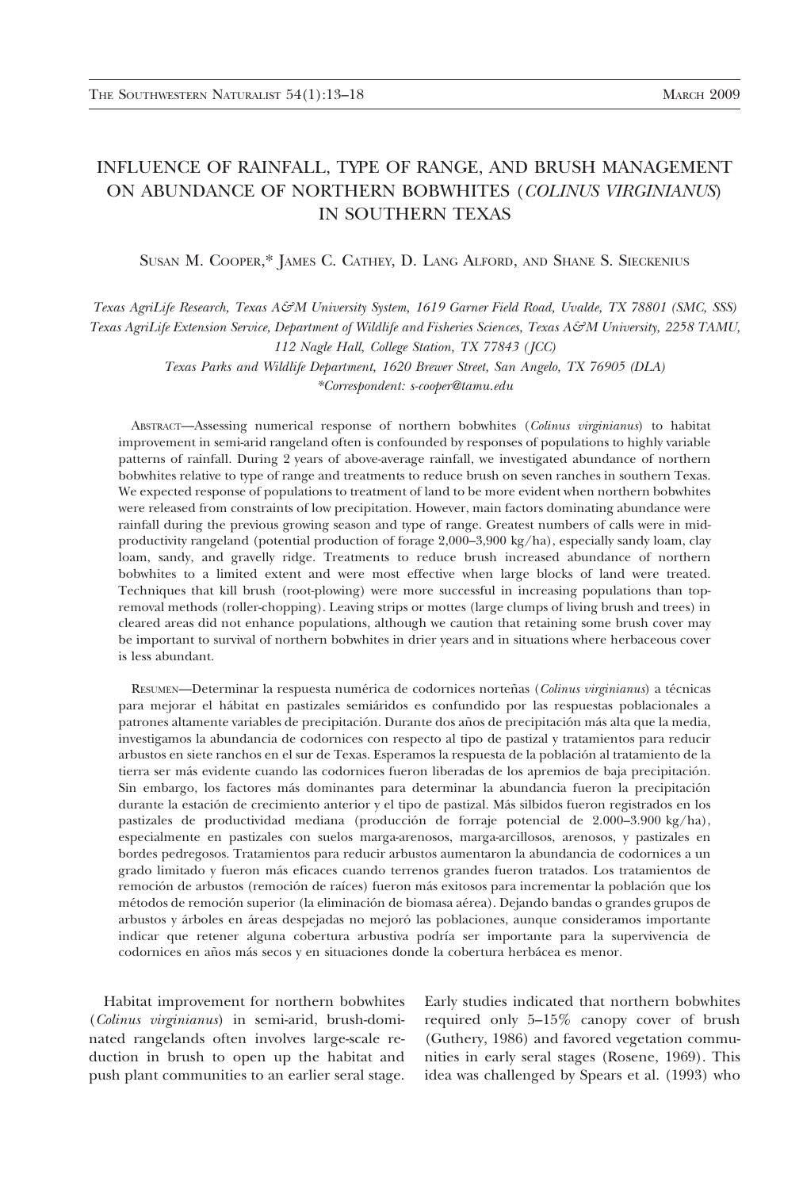# INFLUENCE OF RAINFALL, TYPE OF RANGE, AND BRUSH MANAGEMENT ON ABUNDANCE OF NORTHERN BOBWHITES (*COLINUS VIRGINIANUS*) IN SOUTHERN TEXAS

Susan M. Cooper,* James C. Cathey, D. Lang Alford, and Shane S. Sieckenius

*Texas AgriLife Research, Texas A&M University System, 1619 Garner Field Road, Uvalde, TX 78801 (SMC, SSS)*
*Texas AgriLife Extension Service, Department of Wildlife and Fisheries Sciences, Texas A&M University, 2258 TAMU, 112 Nagle Hall, College Station, TX 77843 (JCC)*
*Texas Parks and Wildlife Department, 1620 Brewer Street, San Angelo, TX 76905 (DLA)*
*\*Correspondent: s-cooper@tamu.edu*

Abstract—Assessing numerical response of northern bobwhites (*Colinus virginianus*) to habitat improvement in semi-arid rangeland often is confounded by responses of populations to highly variable patterns of rainfall. During 2 years of above-average rainfall, we investigated abundance of northern bobwhites relative to type of range and treatments to reduce brush on seven ranches in southern Texas. We expected response of populations to treatment of land to be more evident when northern bobwhites were released from constraints of low precipitation. However, main factors dominating abundance were rainfall during the previous growing season and type of range. Greatest numbers of calls were in mid-productivity rangeland (potential production of forage 2,000–3,900 kg/ha), especially sandy loam, clay loam, sandy, and gravelly ridge. Treatments to reduce brush increased abundance of northern bobwhites to a limited extent and were most effective when large blocks of land were treated. Techniques that kill brush (root-plowing) were more successful in increasing populations than top-removal methods (roller-chopping). Leaving strips or mottes (large clumps of living brush and trees) in cleared areas did not enhance populations, although we caution that retaining some brush cover may be important to survival of northern bobwhites in drier years and in situations where herbaceous cover is less abundant.

Resumen—Determinar la respuesta numérica de codornices norteñas (*Colinus virginianus*) a técnicas para mejorar el hábitat en pastizales semiáridos es confundido por las respuestas poblacionales a patrones altamente variables de precipitación. Durante dos años de precipitación más alta que la media, investigamos la abundancia de codornices con respecto al tipo de pastizal y tratamientos para reducir arbustos en siete ranchos en el sur de Texas. Esperamos la respuesta de la población al tratamiento de la tierra ser más evidente cuando las codornices fueron liberadas de los apremios de baja precipitación. Sin embargo, los factores más dominantes para determinar la abundancia fueron la precipitación durante la estación de crecimiento anterior y el tipo de pastizal. Más silbidos fueron registrados en los pastizales de productividad mediana (producción de forraje potencial de 2.000–3.900 kg/ha), especialmente en pastizales con suelos marga-arenosos, marga-arcillosos, arenosos, y pastizales en bordes pedregosos. Tratamientos para reducir arbustos aumentaron la abundancia de codornices a un grado limitado y fueron más eficaces cuando terrenos grandes fueron tratados. Los tratamientos de remoción de arbustos (remoción de raíces) fueron más exitosos para incrementar la población que los métodos de remoción superior (la eliminación de biomasa aérea). Dejando bandas o grandes grupos de arbustos y árboles en áreas despejadas no mejoró las poblaciones, aunque consideramos importante indicar que retener alguna cobertura arbustiva podría ser importante para la supervivencia de codornices en años más secos y en situaciones donde la cobertura herbácea es menor.

Habitat improvement for northern bobwhites (*Colinus virginianus*) in semi-arid, brush-dominated rangelands often involves large-scale reduction in brush to open up the habitat and push plant communities to an earlier seral stage. Early studies indicated that northern bobwhites required only 5–15% canopy cover of brush (Guthery, 1986) and favored vegetation communities in early seral stages (Rosene, 1969). This idea was challenged by Spears et al. (1993) who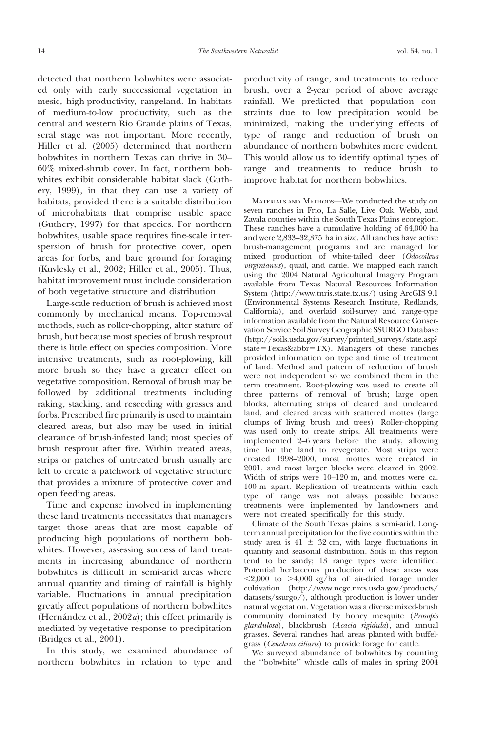detected that northern bobwhites were associated only with early successional vegetation in mesic, high-productivity, rangeland. In habitats of medium-to-low productivity, such as the central and western Rio Grande plains of Texas, seral stage was not important. More recently, Hiller et al. (2005) determined that northern bobwhites in northern Texas can thrive in 30–60% mixed-shrub cover. In fact, northern bobwhites exhibit considerable habitat slack (Guthery, 1999), in that they can use a variety of habitats, provided there is a suitable distribution of microhabitats that comprise usable space (Guthery, 1997) for that species. For northern bobwhites, usable space requires fine-scale interspersion of brush for protective cover, open areas for forbs, and bare ground for foraging (Kuvlesky et al., 2002; Hiller et al., 2005). Thus, habitat improvement must include consideration of both vegetative structure and distribution.

Large-scale reduction of brush is achieved most commonly by mechanical means. Top-removal methods, such as roller-chopping, alter stature of brush, but because most species of brush resprout there is little effect on species composition. More intensive treatments, such as root-plowing, kill more brush so they have a greater effect on vegetative composition. Removal of brush may be followed by additional treatments including raking, stacking, and reseeding with grasses and forbs. Prescribed fire primarily is used to maintain cleared areas, but also may be used in initial clearance of brush-infested land; most species of brush resprout after fire. Within treated areas, strips or patches of untreated brush usually are left to create a patchwork of vegetative structure that provides a mixture of protective cover and open feeding areas.

Time and expense involved in implementing these land treatments necessitates that managers target those areas that are most capable of producing high populations of northern bobwhites. However, assessing success of land treatments in increasing abundance of northern bobwhites is difficult in semi-arid areas where annual quantity and timing of rainfall is highly variable. Fluctuations in annual precipitation greatly affect populations of northern bobwhites (Hernández et al., 2002*a*); this effect primarily is mediated by vegetative response to precipitation (Bridges et al., 2001).

In this study, we examined abundance of northern bobwhites in relation to type and productivity of range, and treatments to reduce brush, over a 2-year period of above average rainfall. We predicted that population constraints due to low precipitation would be minimized, making the underlying effects of type of range and reduction of brush on abundance of northern bobwhites more evident. This would allow us to identify optimal types of range and treatments to reduce brush to improve habitat for northern bobwhites.

MATERIALS AND METHODS—We conducted the study on seven ranches in Frio, La Salle, Live Oak, Webb, and Zavala counties within the South Texas Plains ecoregion. These ranches have a cumulative holding of 64,000 ha and were 2,833–32,375 ha in size. All ranches have active brush-management programs and are managed for mixed production of white-tailed deer (*Odocoileus virginianus*), quail, and cattle. We mapped each ranch using the 2004 National Agricultural Imagery Program available from Texas Natural Resources Information System (http://www.tnris.state.tx.us/) using ArcGIS 9.1 (Environmental Systems Research Institute, Redlands, California), and overlaid soil-survey and range-type information available from the Natural Resource Conservation Service Soil Survey Geographic SSURGO Database (http://soils.usda.gov/survey/printed_surveys/state.asp?state=Texas&abbr=TX). Managers of these ranches provided information on type and time of treatment of land. Method and pattern of reduction of brush were not independent so we combined them in the term treatment. Root-plowing was used to create all three patterns of removal of brush; large open blocks, alternating strips of cleared and uncleared land, and cleared areas with scattered mottes (large clumps of living brush and trees). Roller-chopping was used only to create strips. All treatments were implemented 2–6 years before the study, allowing time for the land to revegetate. Most strips were created 1998–2000, most mottes were created in 2001, and most larger blocks were cleared in 2002. Width of strips were 10–120 m, and mottes were ca. 100 m apart. Replication of treatments within each type of range was not always possible because treatments were implemented by landowners and were not created specifically for this study.

Climate of the South Texas plains is semi-arid. Long-term annual precipitation for the five counties within the study area is 41 ± 32 cm, with large fluctuations in quantity and seasonal distribution. Soils in this region tend to be sandy; 13 range types were identified. Potential herbaceous production of these areas was <2,000 to >4,000 kg/ha of air-dried forage under cultivation (http://www.ncgc.nrcs.usda.gov/products/datasets/ssurgo/), although production is lower under natural vegetation. Vegetation was a diverse mixed-brush community dominated by honey mesquite (*Prosopis glandulosa*), blackbrush (*Acacia rigidula*), and annual grasses. Several ranches had areas planted with buffelgrass (*Cenchrus ciliaris*) to provide forage for cattle.

We surveyed abundance of bobwhites by counting the "bobwhite" whistle calls of males in spring 2004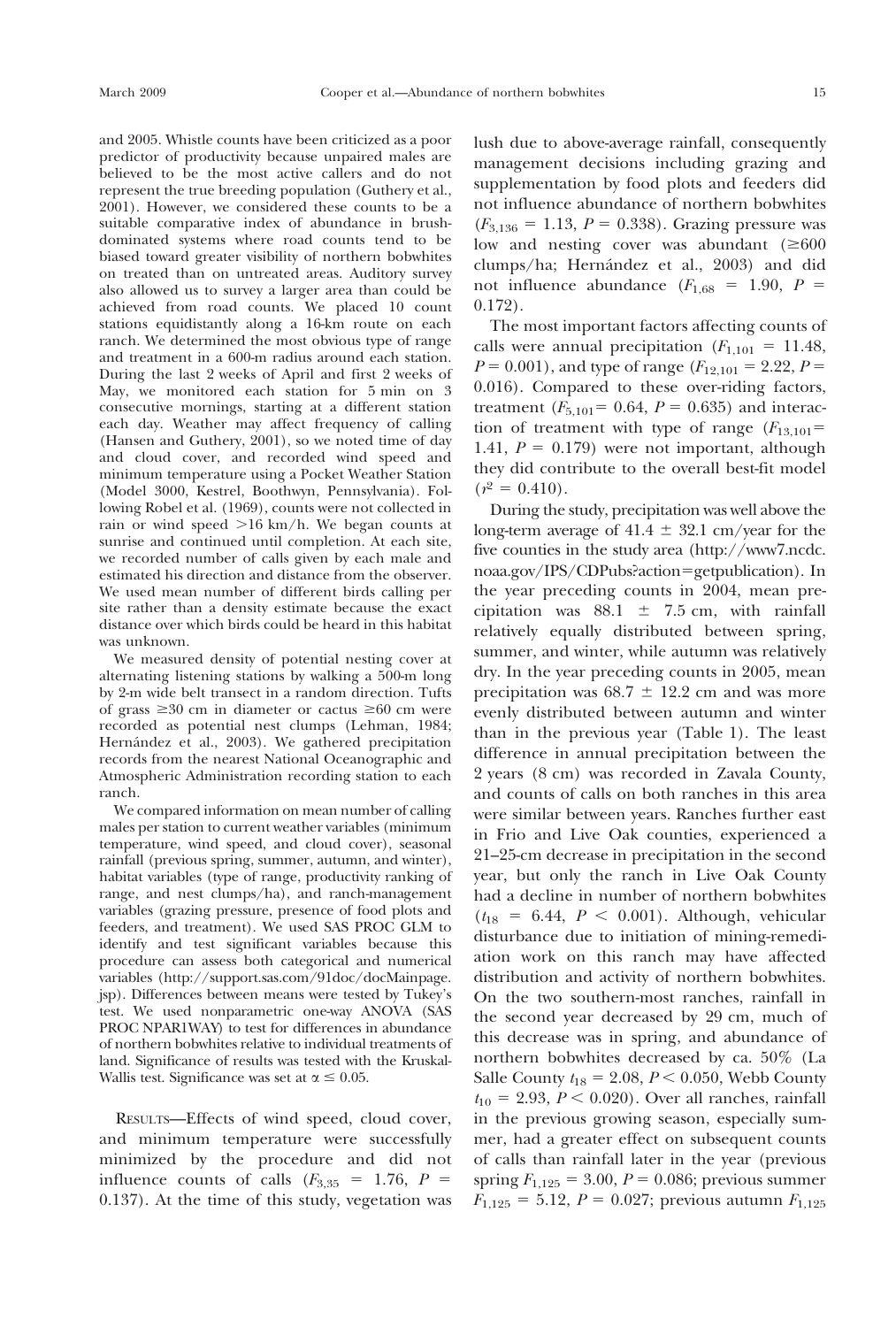and 2005. Whistle counts have been criticized as a poor predictor of productivity because unpaired males are believed to be the most active callers and do not represent the true breeding population (Guthery et al., 2001). However, we considered these counts to be a suitable comparative index of abundance in brush-dominated systems where road counts tend to be biased toward greater visibility of northern bobwhites on treated than on untreated areas. Auditory survey also allowed us to survey a larger area than could be achieved from road counts. We placed 10 count stations equidistantly along a 16-km route on each ranch. We determined the most obvious type of range and treatment in a 600-m radius around each station. During the last 2 weeks of April and first 2 weeks of May, we monitored each station for 5 min on 3 consecutive mornings, starting at a different station each day. Weather may affect frequency of calling (Hansen and Guthery, 2001), so we noted time of day and cloud cover, and recorded wind speed and minimum temperature using a Pocket Weather Station (Model 3000, Kestrel, Boothwyn, Pennsylvania). Following Robel et al. (1969), counts were not collected in rain or wind speed >16 km/h. We began counts at sunrise and continued until completion. At each site, we recorded number of calls given by each male and estimated his direction and distance from the observer. We used mean number of different birds calling per site rather than a density estimate because the exact distance over which birds could be heard in this habitat was unknown.

We measured density of potential nesting cover at alternating listening stations by walking a 500-m long by 2-m wide belt transect in a random direction. Tufts of grass ≥30 cm in diameter or cactus ≥60 cm were recorded as potential nest clumps (Lehman, 1984; Hernández et al., 2003). We gathered precipitation records from the nearest National Oceanographic and Atmospheric Administration recording station to each ranch.

We compared information on mean number of calling males per station to current weather variables (minimum temperature, wind speed, and cloud cover), seasonal rainfall (previous spring, summer, autumn, and winter), habitat variables (type of range, productivity ranking of range, and nest clumps/ha), and ranch-management variables (grazing pressure, presence of food plots and feeders, and treatment). We used SAS PROC GLM to identify and test significant variables because this procedure can assess both categorical and numerical variables (http://support.sas.com/91doc/docMainpage.jsp). Differences between means were tested by Tukey's test. We used nonparametric one-way ANOVA (SAS PROC NPAR1WAY) to test for differences in abundance of northern bobwhites relative to individual treatments of land. Significance of results was tested with the Kruskal-Wallis test. Significance was set at $\alpha \leq 0.05$.

RESULTS—Effects of wind speed, cloud cover, and minimum temperature were successfully minimized by the procedure and did not influence counts of calls ($F_{3,35} = 1.76$, $P = 0.137$). At the time of this study, vegetation was lush due to above-average rainfall, consequently management decisions including grazing and supplementation by food plots and feeders did not influence abundance of northern bobwhites ($F_{3,136} = 1.13$, $P = 0.338$). Grazing pressure was low and nesting cover was abundant (≥600 clumps/ha; Hernández et al., 2003) and did not influence abundance ($F_{1,68} = 1.90$, $P = 0.172$).

The most important factors affecting counts of calls were annual precipitation ($F_{1,101} = 11.48$, $P = 0.001$), and type of range ($F_{12,101} = 2.22$, $P = 0.016$). Compared to these over-riding factors, treatment ($F_{5,101} = 0.64$, $P = 0.635$) and interaction of treatment with type of range ($F_{13,101} = 1.41$, $P = 0.179$) were not important, although they did contribute to the overall best-fit model ($r^2 = 0.410$).

During the study, precipitation was well above the long-term average of 41.4 ± 32.1 cm/year for the five counties in the study area (http://www7.ncdc.noaa.gov/IPS/CDPubs?action=getpublication). In the year preceding counts in 2004, mean precipitation was 88.1 ± 7.5 cm, with rainfall relatively equally distributed between spring, summer, and winter, while autumn was relatively dry. In the year preceding counts in 2005, mean precipitation was 68.7 ± 12.2 cm and was more evenly distributed between autumn and winter than in the previous year (Table 1). The least difference in annual precipitation between the 2 years (8 cm) was recorded in Zavala County, and counts of calls on both ranches in this area were similar between years. Ranches further east in Frio and Live Oak counties, experienced a 21–25-cm decrease in precipitation in the second year, but only the ranch in Live Oak County had a decline in number of northern bobwhites ($t_{18} = 6.44$, $P < 0.001$). Although, vehicular disturbance due to initiation of mining-remediation work on this ranch may have affected distribution and activity of northern bobwhites. On the two southern-most ranches, rainfall in the second year decreased by 29 cm, much of this decrease was in spring, and abundance of northern bobwhites decreased by ca. 50% (La Salle County $t_{18} = 2.08$, $P < 0.050$, Webb County $t_{10} = 2.93$, $P < 0.020$). Over all ranches, rainfall in the previous growing season, especially summer, had a greater effect on subsequent counts of calls than rainfall later in the year (previous spring $F_{1,125} = 3.00$, $P = 0.086$; previous summer $F_{1,125} = 5.12$, $P = 0.027$; previous autumn $F_{1,125}$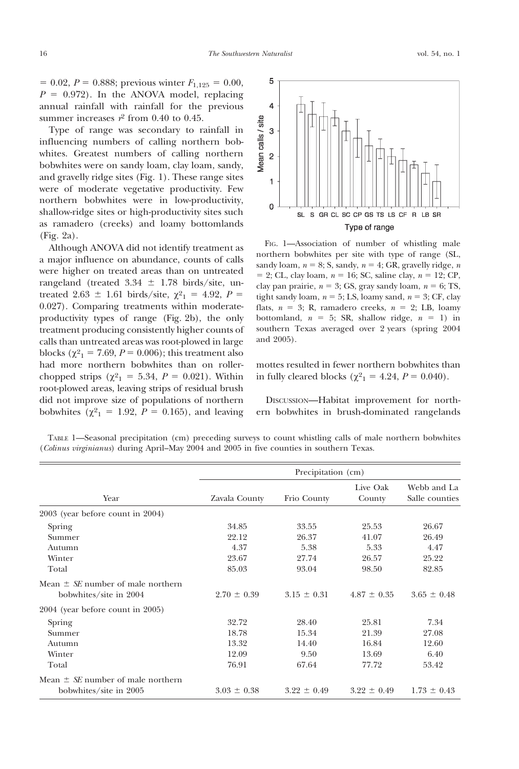= 0.02, $P$ = 0.888; previous winter $F_{1,125}$ = 0.00, $P$ = 0.972). In the ANOVA model, replacing annual rainfall with rainfall for the previous summer increases $r^2$ from 0.40 to 0.45.

Type of range was secondary to rainfall in influencing numbers of calling northern bobwhites. Greatest numbers of calling northern bobwhites were on sandy loam, clay loam, sandy, and gravelly ridge sites (Fig. 1). These range sites were of moderate vegetative productivity. Few northern bobwhites were in low-productivity, shallow-ridge sites or high-productivity sites such as ramadero (creeks) and loamy bottomlands (Fig. 2a).

Although ANOVA did not identify treatment as a major influence on abundance, counts of calls were higher on treated areas than on untreated rangeland (treated 3.34 ± 1.78 birds/site, untreated 2.63 ± 1.61 birds/site, $\chi^2_1$ = 4.92, $P$ = 0.027). Comparing treatments within moderate-productivity types of range (Fig. 2b), the only treatment producing consistently higher counts of calls than untreated areas was root-plowed in large blocks ($\chi^2_1$ = 7.69, $P$ = 0.006); this treatment also had more northern bobwhites than on roller-chopped strips ($\chi^2_1$ = 5.34, $P$ = 0.021). Within root-plowed areas, leaving strips of residual brush did not improve size of populations of northern bobwhites ($\chi^2_1$ = 1.92, $P$ = 0.165), and leaving mottes resulted in fewer northern bobwhites than in fully cleared blocks ($\chi^2_1$ = 4.24, $P$ = 0.040).

FIG. 1—Association of number of whistling male northern bobwhites per site with type of range (SL, sandy loam, $n$ = 8; S, sandy, $n$ = 4; GR, gravelly ridge, $n$ = 2; CL, clay loam, $n$ = 16; SC, saline clay, $n$ = 12; CP, clay pan prairie, $n$ = 3; GS, gray sandy loam, $n$ = 6; TS, tight sandy loam, $n$ = 5; LS, loamy sand, $n$ = 3; CF, clay flats, $n$ = 3; R, ramadero creeks, $n$ = 2; LB, loamy bottomland, $n$ = 5; SR, shallow ridge, $n$ = 1) in southern Texas averaged over 2 years (spring 2004 and 2005).

DISCUSSION—Habitat improvement for northern bobwhites in brush-dominated rangelands

TABLE 1—Seasonal precipitation (cm) preceding surveys to count whistling calls of male northern bobwhites (*Colinus virginianus*) during April–May 2004 and 2005 in five counties in southern Texas.

| Year | Precipitation (cm) | | | |
|---|---|---|---|---|
| | Zavala County | Frio County | Live Oak County | Webb and La Salle counties |
| 2003 (year before count in 2004) | | | | |
| Spring | 34.85 | 33.55 | 25.53 | 26.67 |
| Summer | 22.12 | 26.37 | 41.07 | 26.49 |
| Autumn | 4.37 | 5.38 | 5.33 | 4.47 |
| Winter | 23.67 | 27.74 | 26.57 | 25.22 |
| Total | 85.03 | 93.04 | 98.50 | 82.85 |
| Mean ± *SE* number of male northern bobwhites/site in 2004 | 2.70 ± 0.39 | 3.15 ± 0.31 | 4.87 ± 0.35 | 3.65 ± 0.48 |
| 2004 (year before count in 2005) | | | | |
| Spring | 32.72 | 28.40 | 25.81 | 7.34 |
| Summer | 18.78 | 15.34 | 21.39 | 27.08 |
| Autumn | 13.32 | 14.40 | 16.84 | 12.60 |
| Winter | 12.09 | 9.50 | 13.69 | 6.40 |
| Total | 76.91 | 67.64 | 77.72 | 53.42 |
| Mean ± *SE* number of male northern bobwhites/site in 2005 | 3.03 ± 0.38 | 3.22 ± 0.49 | 3.22 ± 0.49 | 1.73 ± 0.43 |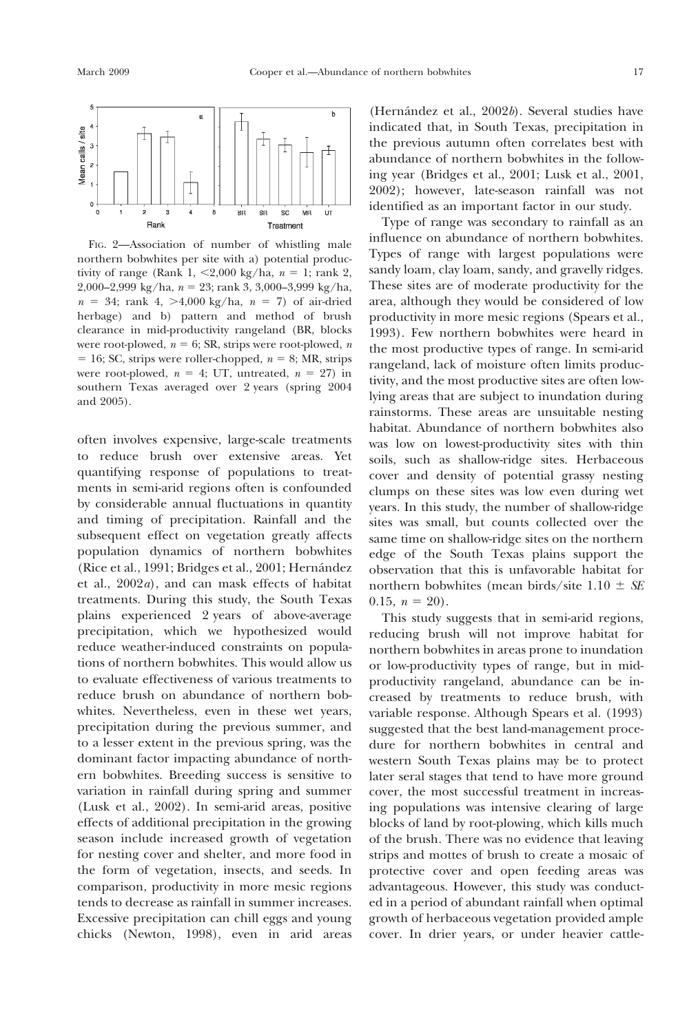FIG. 2—Association of number of whistling male northern bobwhites per site with a) potential productivity of range (Rank 1, <2,000 kg/ha, $n$ = 1; rank 2, 2,000–2,999 kg/ha, $n$ = 23; rank 3, 3,000–3,999 kg/ha, $n$ = 34; rank 4, >4,000 kg/ha, $n$ = 7) of air-dried herbage) and b) pattern and method of brush clearance in mid-productivity rangeland (BR, blocks were root-plowed, $n$ = 6; SR, strips were root-plowed, $n$ = 16; SC, strips were roller-chopped, $n$ = 8; MR, strips were root-plowed, $n$ = 4; UT, untreated, $n$ = 27) in southern Texas averaged over 2 years (spring 2004 and 2005).

often involves expensive, large-scale treatments to reduce brush over extensive areas. Yet quantifying response of populations to treatments in semi-arid regions often is confounded by considerable annual fluctuations in quantity and timing of precipitation. Rainfall and the subsequent effect on vegetation greatly affects population dynamics of northern bobwhites (Rice et al., 1991; Bridges et al., 2001; Hernández et al., 2002*a*), and can mask effects of habitat treatments. During this study, the South Texas plains experienced 2 years of above-average precipitation, which we hypothesized would reduce weather-induced constraints on populations of northern bobwhites. This would allow us to evaluate effectiveness of various treatments to reduce brush on abundance of northern bobwhites. Nevertheless, even in these wet years, precipitation during the previous summer, and to a lesser extent in the previous spring, was the dominant factor impacting abundance of northern bobwhites. Breeding success is sensitive to variation in rainfall during spring and summer (Lusk et al., 2002). In semi-arid areas, positive effects of additional precipitation in the growing season include increased growth of vegetation for nesting cover and shelter, and more food in the form of vegetation, insects, and seeds. In comparison, productivity in more mesic regions tends to decrease as rainfall in summer increases. Excessive precipitation can chill eggs and young chicks (Newton, 1998), even in arid areas (Hernández et al., 2002*b*). Several studies have indicated that, in South Texas, precipitation in the previous autumn often correlates best with abundance of northern bobwhites in the following year (Bridges et al., 2001; Lusk et al., 2001, 2002); however, late-season rainfall was not identified as an important factor in our study.

Type of range was secondary to rainfall as an influence on abundance of northern bobwhites. Types of range with largest populations were sandy loam, clay loam, sandy, and gravelly ridges. These sites are of moderate productivity for the area, although they would be considered of low productivity in more mesic regions (Spears et al., 1993). Few northern bobwhites were heard in the most productive types of range. In semi-arid rangeland, lack of moisture often limits productivity, and the most productive sites are often low-lying areas that are subject to inundation during rainstorms. These areas are unsuitable nesting habitat. Abundance of northern bobwhites also was low on lowest-productivity sites with thin soils, such as shallow-ridge sites. Herbaceous cover and density of potential grassy nesting clumps on these sites was low even during wet years. In this study, the number of shallow-ridge sites was small, but counts collected over the same time on shallow-ridge sites on the northern edge of the South Texas plains support the observation that this is unfavorable habitat for northern bobwhites (mean birds/site 1.10 ± *SE* 0.15, $n$ = 20).

This study suggests that in semi-arid regions, reducing brush will not improve habitat for northern bobwhites in areas prone to inundation or low-productivity types of range, but in mid-productivity rangeland, abundance can be increased by treatments to reduce brush, with variable response. Although Spears et al. (1993) suggested that the best land-management procedure for northern bobwhites in central and western South Texas plains may be to protect later seral stages that tend to have more ground cover, the most successful treatment in increasing populations was intensive clearing of large blocks of land by root-plowing, which kills much of the brush. There was no evidence that leaving strips and mottes of brush to create a mosaic of protective cover and open feeding areas was advantageous. However, this study was conducted in a period of abundant rainfall when optimal growth of herbaceous vegetation provided ample cover. In drier years, or under heavier cattle-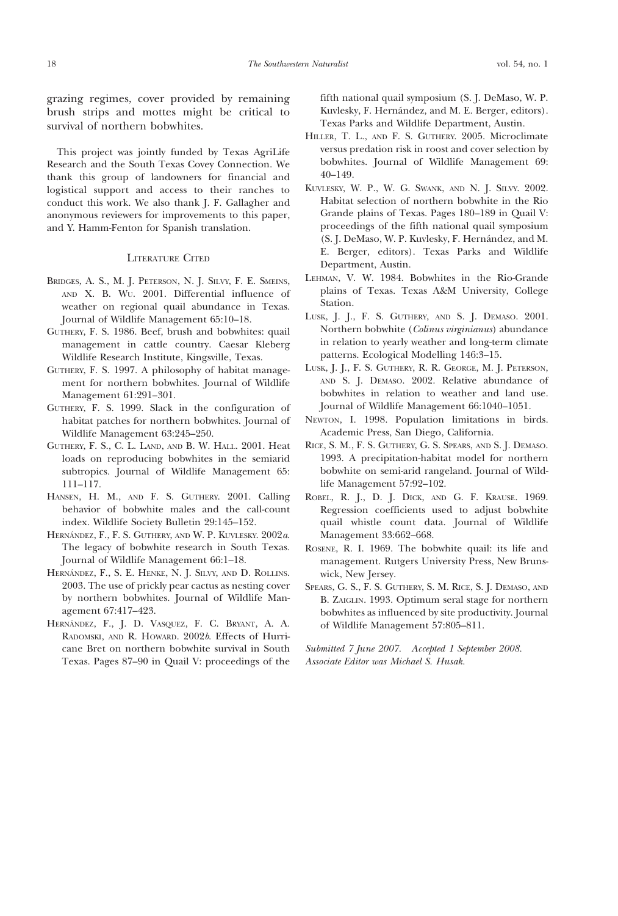grazing regimes, cover provided by remaining brush strips and mottes might be critical to survival of northern bobwhites.

This project was jointly funded by Texas AgriLife Research and the South Texas Covey Connection. We thank this group of landowners for financial and logistical support and access to their ranches to conduct this work. We also thank J. F. Gallagher and anonymous reviewers for improvements to this paper, and Y. Hamm-Fenton for Spanish translation.

## Literature Cited

Bridges, A. S., M. J. Peterson, N. J. Silvy, F. E. Smeins, and X. B. Wu. 2001. Differential influence of weather on regional quail abundance in Texas. Journal of Wildlife Management 65:10–18.

Guthery, F. S. 1986. Beef, brush and bobwhites: quail management in cattle country. Caesar Kleberg Wildlife Research Institute, Kingsville, Texas.

Guthery, F. S. 1997. A philosophy of habitat management for northern bobwhites. Journal of Wildlife Management 61:291–301.

Guthery, F. S. 1999. Slack in the configuration of habitat patches for northern bobwhites. Journal of Wildlife Management 63:245–250.

Guthery, F. S., C. L. Land, and B. W. Hall. 2001. Heat loads on reproducing bobwhites in the semiarid subtropics. Journal of Wildlife Management 65: 111–117.

Hansen, H. M., and F. S. Guthery. 2001. Calling behavior of bobwhite males and the call-count index. Wildlife Society Bulletin 29:145–152.

Hernández, F., F. S. Guthery, and W. P. Kuvlesky. 2002*a*. The legacy of bobwhite research in South Texas. Journal of Wildlife Management 66:1–18.

Hernández, F., S. E. Henke, N. J. Silvy, and D. Rollins. 2003. The use of prickly pear cactus as nesting cover by northern bobwhites. Journal of Wildlife Management 67:417–423.

Hernández, F., J. D. Vasquez, F. C. Bryant, A. A. Radomski, and R. Howard. 2002*b*. Effects of Hurricane Bret on northern bobwhite survival in South Texas. Pages 87–90 in Quail V: proceedings of the fifth national quail symposium (S. J. DeMaso, W. P. Kuvlesky, F. Hernández, and M. E. Berger, editors). Texas Parks and Wildlife Department, Austin.

Hiller, T. L., and F. S. Guthery. 2005. Microclimate versus predation risk in roost and cover selection by bobwhites. Journal of Wildlife Management 69: 40–149.

Kuvlesky, W. P., W. G. Swank, and N. J. Silvy. 2002. Habitat selection of northern bobwhite in the Rio Grande plains of Texas. Pages 180–189 in Quail V: proceedings of the fifth national quail symposium (S. J. DeMaso, W. P. Kuvlesky, F. Hernández, and M. E. Berger, editors). Texas Parks and Wildlife Department, Austin.

Lehman, V. W. 1984. Bobwhites in the Rio-Grande plains of Texas. Texas A&M University, College Station.

Lusk, J. J., F. S. Guthery, and S. J. DeMaso. 2001. Northern bobwhite (*Colinus virginianus*) abundance in relation to yearly weather and long-term climate patterns. Ecological Modelling 146:3–15.

Lusk, J. J., F. S. Guthery, R. R. George, M. J. Peterson, and S. J. DeMaso. 2002. Relative abundance of bobwhites in relation to weather and land use. Journal of Wildlife Management 66:1040–1051.

Newton, I. 1998. Population limitations in birds. Academic Press, San Diego, California.

Rice, S. M., F. S. Guthery, G. S. Spears, and S. J. DeMaso. 1993. A precipitation-habitat model for northern bobwhite on semi-arid rangeland. Journal of Wildlife Management 57:92–102.

Robel, R. J., D. J. Dick, and G. F. Krause. 1969. Regression coefficients used to adjust bobwhite quail whistle count data. Journal of Wildlife Management 33:662–668.

Rosene, R. I. 1969. The bobwhite quail: its life and management. Rutgers University Press, New Brunswick, New Jersey.

Spears, G. S., F. S. Guthery, S. M. Rice, S. J. DeMaso, and B. Zaiglin. 1993. Optimum seral stage for northern bobwhites as influenced by site productivity. Journal of Wildlife Management 57:805–811.

*Submitted 7 June 2007. Accepted 1 September 2008. Associate Editor was Michael S. Husak.*